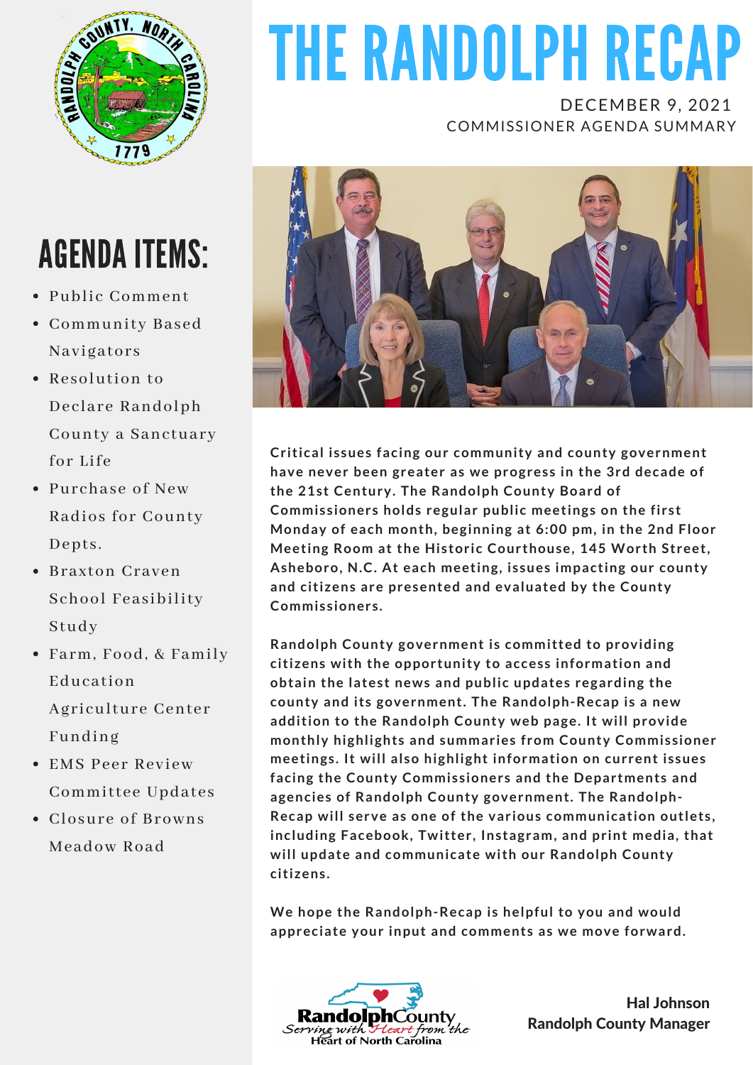# THE RANDOLPH RECAP

DECEMBER 9, 2021
COMMISSIONER AGENDA SUMMARY

## AGENDA ITEMS:

- Public Comment
- Community Based Navigators
- Resolution to Declare Randolph County a Sanctuary for Life
- Purchase of New Radios for County Depts.
- Braxton Craven School Feasibility Study
- Farm, Food, & Family Education Agriculture Center Funding
- EMS Peer Review Committee Updates
- Closure of Browns Meadow Road

**Critical issues facing our community and county government have never been greater as we progress in the 3rd decade of the 21st Century. The Randolph County Board of Commissioners holds regular public meetings on the first Monday of each month, beginning at 6:00 pm, in the 2nd Floor Meeting Room at the Historic Courthouse, 145 Worth Street, Asheboro, N.C. At each meeting, issues impacting our county and citizens are presented and evaluated by the County Commissioners.**

**Randolph County government is committed to providing citizens with the opportunity to access information and obtain the latest news and public updates regarding the county and its government. The Randolph-Recap is a new addition to the Randolph County web page. It will provide monthly highlights and summaries from County Commissioner meetings. It will also highlight information on current issues facing the County Commissioners and the Departments and agencies of Randolph County government. The Randolph-Recap will serve as one of the various communication outlets, including Facebook, Twitter, Instagram, and print media, that will update and communicate with our Randolph County citizens.**

**We hope the Randolph-Recap is helpful to you and would appreciate your input and comments as we move forward.**

**Hal Johnson**
**Randolph County Manager**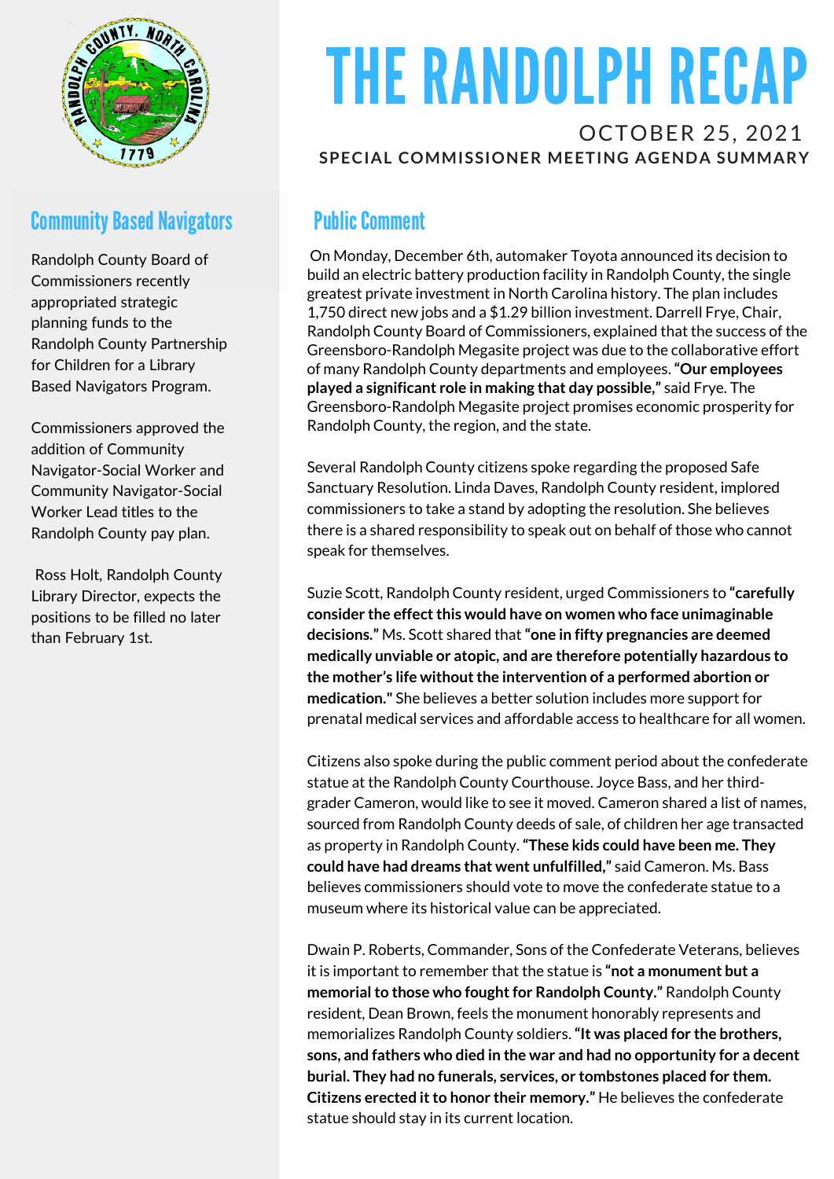# THE RANDOLPH RECAP

OCTOBER 25, 2021

**SPECIAL COMMISSIONER MEETING AGENDA SUMMARY**

## Community Based Navigators

Randolph County Board of Commissioners recently appropriated strategic planning funds to the Randolph County Partnership for Children for a Library Based Navigators Program.

Commissioners approved the addition of Community Navigator-Social Worker and Community Navigator-Social Worker Lead titles to the Randolph County pay plan.

Ross Holt, Randolph County Library Director, expects the positions to be filled no later than February 1st.

## Public Comment

On Monday, December 6th, automaker Toyota announced its decision to build an electric battery production facility in Randolph County, the single greatest private investment in North Carolina history. The plan includes 1,750 direct new jobs and a $1.29 billion investment. Darrell Frye, Chair, Randolph County Board of Commissioners, explained that the success of the Greensboro-Randolph Megasite project was due to the collaborative effort of many Randolph County departments and employees. **"Our employees played a significant role in making that day possible,"** said Frye. The Greensboro-Randolph Megasite project promises economic prosperity for Randolph County, the region, and the state.

Several Randolph County citizens spoke regarding the proposed Safe Sanctuary Resolution. Linda Daves, Randolph County resident, implored commissioners to take a stand by adopting the resolution. She believes there is a shared responsibility to speak out on behalf of those who cannot speak for themselves.

Suzie Scott, Randolph County resident, urged Commissioners to **"carefully consider the effect this would have on women who face unimaginable decisions."** Ms. Scott shared that **"one in fifty pregnancies are deemed medically unviable or atopic, and are therefore potentially hazardous to the mother's life without the intervention of a performed abortion or medication."** She believes a better solution includes more support for prenatal medical services and affordable access to healthcare for all women.

Citizens also spoke during the public comment period about the confederate statue at the Randolph County Courthouse. Joyce Bass, and her third-grader Cameron, would like to see it moved. Cameron shared a list of names, sourced from Randolph County deeds of sale, of children her age transacted as property in Randolph County. **"These kids could have been me. They could have had dreams that went unfulfilled,"** said Cameron. Ms. Bass believes commissioners should vote to move the confederate statue to a museum where its historical value can be appreciated.

Dwain P. Roberts, Commander, Sons of the Confederate Veterans, believes it is important to remember that the statue is **"not a monument but a memorial to those who fought for Randolph County."** Randolph County resident, Dean Brown, feels the monument honorably represents and memorializes Randolph County soldiers. **"It was placed for the brothers, sons, and fathers who died in the war and had no opportunity for a decent burial. They had no funerals, services, or tombstones placed for them. Citizens erected it to honor their memory."** He believes the confederate statue should stay in its current location.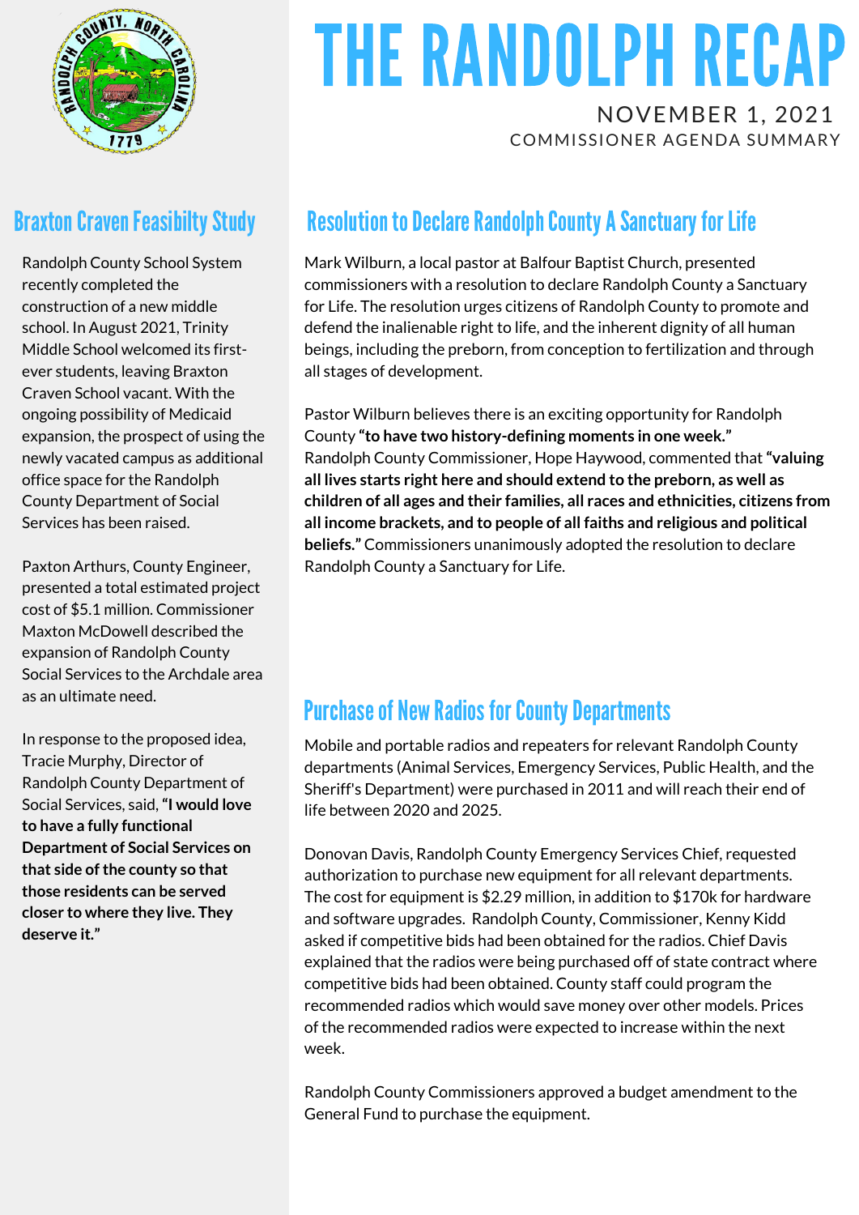# THE RANDOLPH RECAP

NOVEMBER 1, 2021

COMMISSIONER AGENDA SUMMARY

## Braxton Craven Feasibilty Study

Randolph County School System recently completed the construction of a new middle school. In August 2021, Trinity Middle School welcomed its first-ever students, leaving Braxton Craven School vacant. With the ongoing possibility of Medicaid expansion, the prospect of using the newly vacated campus as additional office space for the Randolph County Department of Social Services has been raised.

Paxton Arthurs, County Engineer, presented a total estimated project cost of $5.1 million. Commissioner Maxton McDowell described the expansion of Randolph County Social Services to the Archdale area as an ultimate need.

In response to the proposed idea, Tracie Murphy, Director of Randolph County Department of Social Services, said, **"I would love to have a fully functional Department of Social Services on that side of the county so that those residents can be served closer to where they live. They deserve it."**

## Resolution to Declare Randolph County A Sanctuary for Life

Mark Wilburn, a local pastor at Balfour Baptist Church, presented commissioners with a resolution to declare Randolph County a Sanctuary for Life. The resolution urges citizens of Randolph County to promote and defend the inalienable right to life, and the inherent dignity of all human beings, including the preborn, from conception to fertilization and through all stages of development.

Pastor Wilburn believes there is an exciting opportunity for Randolph County **"to have two history-defining moments in one week."** Randolph County Commissioner, Hope Haywood, commented that **"valuing all lives starts right here and should extend to the preborn, as well as children of all ages and their families, all races and ethnicities, citizens from all income brackets, and to people of all faiths and religious and political beliefs."** Commissioners unanimously adopted the resolution to declare Randolph County a Sanctuary for Life.

## Purchase of New Radios for County Departments

Mobile and portable radios and repeaters for relevant Randolph County departments (Animal Services, Emergency Services, Public Health, and the Sheriff's Department) were purchased in 2011 and will reach their end of life between 2020 and 2025.

Donovan Davis, Randolph County Emergency Services Chief, requested authorization to purchase new equipment for all relevant departments. The cost for equipment is $2.29 million, in addition to $170k for hardware and software upgrades. Randolph County, Commissioner, Kenny Kidd asked if competitive bids had been obtained for the radios. Chief Davis explained that the radios were being purchased off of state contract where competitive bids had been obtained. County staff could program the recommended radios which would save money over other models. Prices of the recommended radios were expected to increase within the next week.

Randolph County Commissioners approved a budget amendment to the General Fund to purchase the equipment.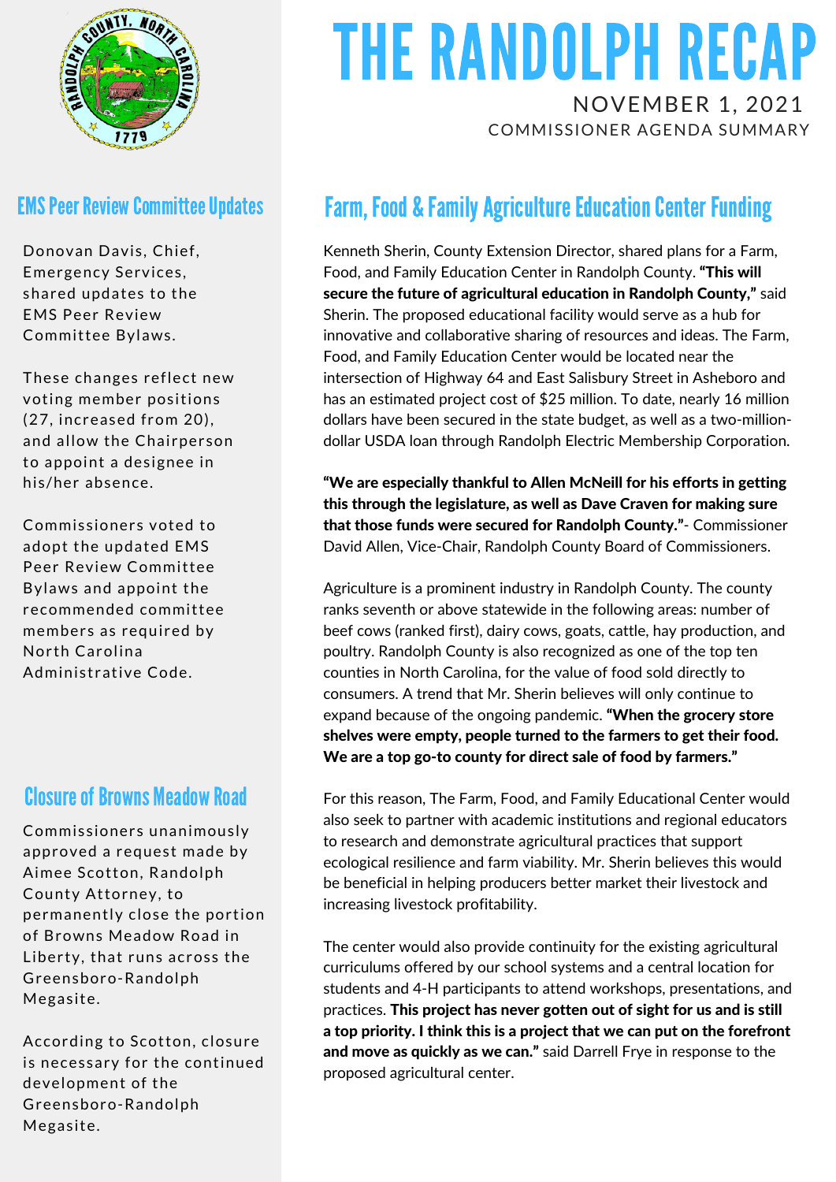# THE RANDOLPH RECAP

NOVEMBER 1, 2021

COMMISSIONER AGENDA SUMMARY

## EMS Peer Review Committee Updates

Donovan Davis, Chief, Emergency Services, shared updates to the EMS Peer Review Committee Bylaws.

These changes reflect new voting member positions (27, increased from 20), and allow the Chairperson to appoint a designee in his/her absence.

Commissioners voted to adopt the updated EMS Peer Review Committee Bylaws and appoint the recommended committee members as required by North Carolina Administrative Code.

## Closure of Browns Meadow Road

Commissioners unanimously approved a request made by Aimee Scotton, Randolph County Attorney, to permanently close the portion of Browns Meadow Road in Liberty, that runs across the Greensboro-Randolph Megasite.

According to Scotton, closure is necessary for the continued development of the Greensboro-Randolph Megasite.

## Farm, Food & Family Agriculture Education Center Funding

Kenneth Sherin, County Extension Director, shared plans for a Farm, Food, and Family Education Center in Randolph County. **"This will secure the future of agricultural education in Randolph County,"** said Sherin. The proposed educational facility would serve as a hub for innovative and collaborative sharing of resources and ideas. The Farm, Food, and Family Education Center would be located near the intersection of Highway 64 and East Salisbury Street in Asheboro and has an estimated project cost of $25 million. To date, nearly 16 million dollars have been secured in the state budget, as well as a two-million-dollar USDA loan through Randolph Electric Membership Corporation.

**"We are especially thankful to Allen McNeill for his efforts in getting this through the legislature, as well as Dave Craven for making sure that those funds were secured for Randolph County."**- Commissioner David Allen, Vice-Chair, Randolph County Board of Commissioners.

Agriculture is a prominent industry in Randolph County. The county ranks seventh or above statewide in the following areas: number of beef cows (ranked first), dairy cows, goats, cattle, hay production, and poultry. Randolph County is also recognized as one of the top ten counties in North Carolina, for the value of food sold directly to consumers. A trend that Mr. Sherin believes will only continue to expand because of the ongoing pandemic. **"When the grocery store shelves were empty, people turned to the farmers to get their food. We are a top go-to county for direct sale of food by farmers."**

For this reason, The Farm, Food, and Family Educational Center would also seek to partner with academic institutions and regional educators to research and demonstrate agricultural practices that support ecological resilience and farm viability. Mr. Sherin believes this would be beneficial in helping producers better market their livestock and increasing livestock profitability.

The center would also provide continuity for the existing agricultural curriculums offered by our school systems and a central location for students and 4-H participants to attend workshops, presentations, and practices. **This project has never gotten out of sight for us and is still a top priority. I think this is a project that we can put on the forefront and move as quickly as we can."** said Darrell Frye in response to the proposed agricultural center.